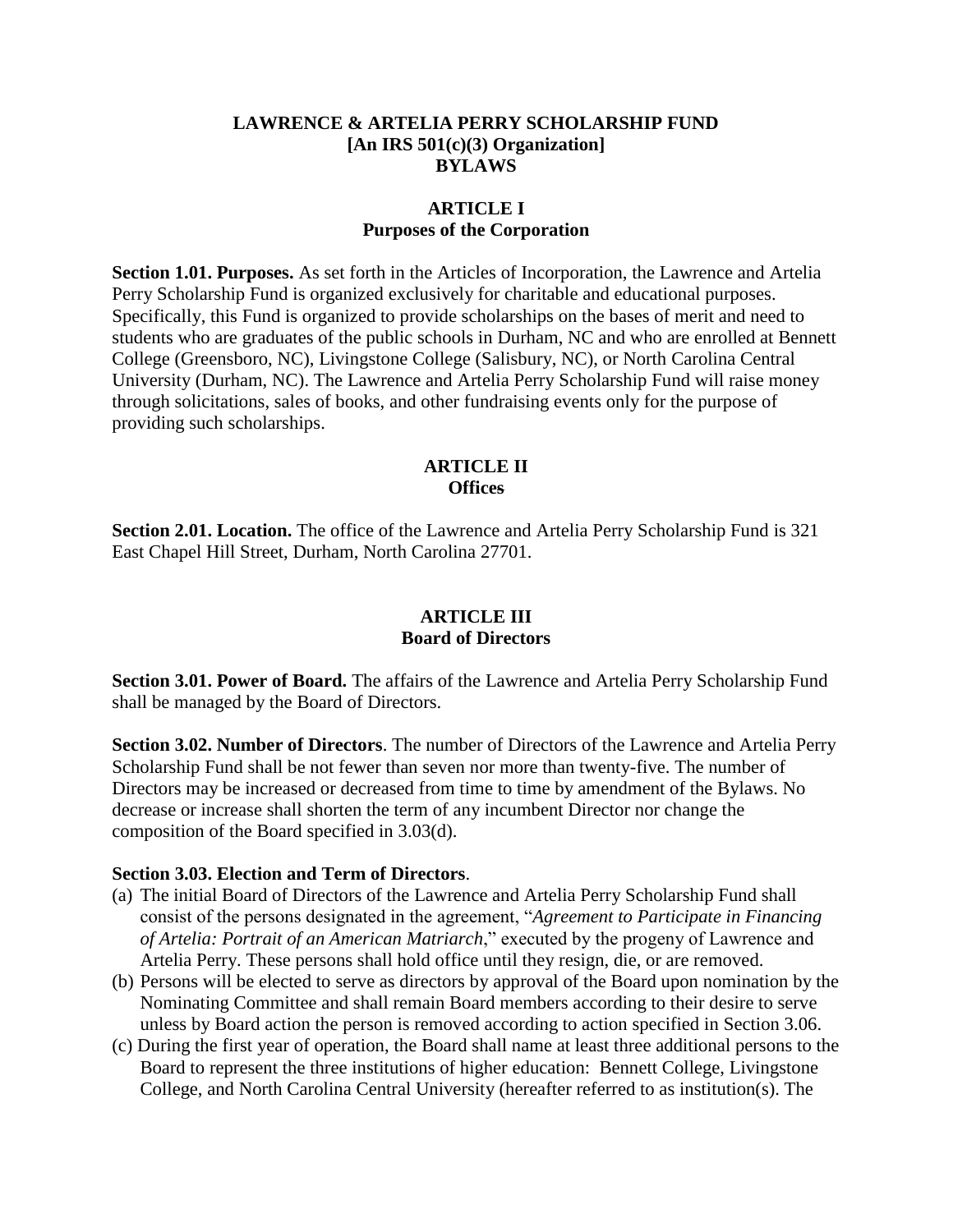**LAWRENCE & ARTELIA PERRY SCHOLARSHIP FUND**
**[An IRS 501(c)(3) Organization]**
**BYLAWS**

## ARTICLE I
## Purposes of the Corporation

**Section 1.01. Purposes.** As set forth in the Articles of Incorporation, the Lawrence and Artelia Perry Scholarship Fund is organized exclusively for charitable and educational purposes. Specifically, this Fund is organized to provide scholarships on the bases of merit and need to students who are graduates of the public schools in Durham, NC and who are enrolled at Bennett College (Greensboro, NC), Livingstone College (Salisbury, NC), or North Carolina Central University (Durham, NC). The Lawrence and Artelia Perry Scholarship Fund will raise money through solicitations, sales of books, and other fundraising events only for the purpose of providing such scholarships.

## ARTICLE II
## Offices

**Section 2.01. Location.** The office of the Lawrence and Artelia Perry Scholarship Fund is 321 East Chapel Hill Street, Durham, North Carolina 27701.

## ARTICLE III
## Board of Directors

**Section 3.01. Power of Board.** The affairs of the Lawrence and Artelia Perry Scholarship Fund shall be managed by the Board of Directors.

**Section 3.02. Number of Directors**. The number of Directors of the Lawrence and Artelia Perry Scholarship Fund shall be not fewer than seven nor more than twenty-five. The number of Directors may be increased or decreased from time to time by amendment of the Bylaws. No decrease or increase shall shorten the term of any incumbent Director nor change the composition of the Board specified in 3.03(d).

**Section 3.03. Election and Term of Directors**.

(a) The initial Board of Directors of the Lawrence and Artelia Perry Scholarship Fund shall consist of the persons designated in the agreement, "*Agreement to Participate in Financing of Artelia: Portrait of an American Matriarch*," executed by the progeny of Lawrence and Artelia Perry. These persons shall hold office until they resign, die, or are removed.

(b) Persons will be elected to serve as directors by approval of the Board upon nomination by the Nominating Committee and shall remain Board members according to their desire to serve unless by Board action the person is removed according to action specified in Section 3.06.

(c) During the first year of operation, the Board shall name at least three additional persons to the Board to represent the three institutions of higher education: Bennett College, Livingstone College, and North Carolina Central University (hereafter referred to as institution(s). The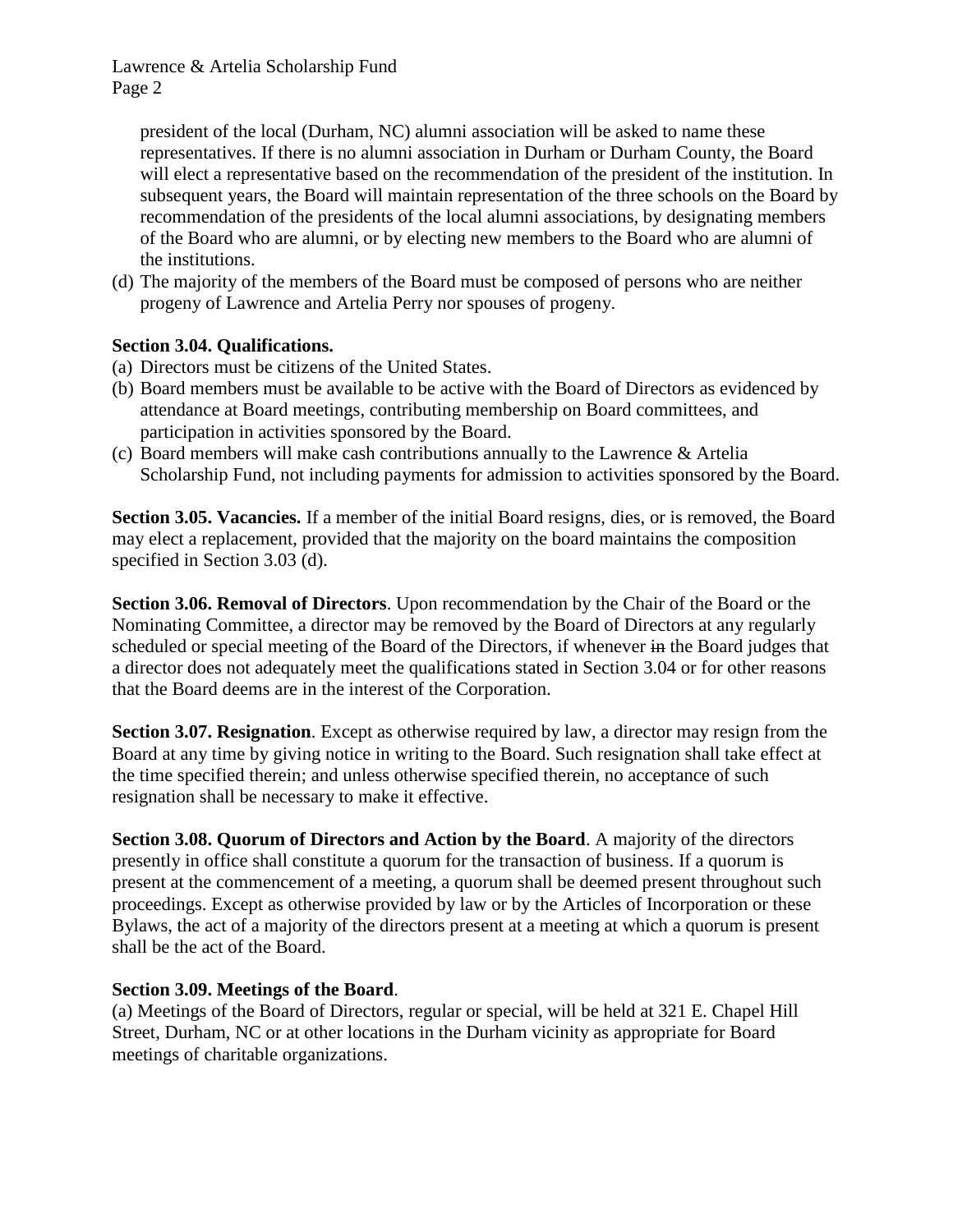president of the local (Durham, NC) alumni association will be asked to name these representatives. If there is no alumni association in Durham or Durham County, the Board will elect a representative based on the recommendation of the president of the institution. In subsequent years, the Board will maintain representation of the three schools on the Board by recommendation of the presidents of the local alumni associations, by designating members of the Board who are alumni, or by electing new members to the Board who are alumni of the institutions.

(d) The majority of the members of the Board must be composed of persons who are neither progeny of Lawrence and Artelia Perry nor spouses of progeny.

**Section 3.04. Qualifications.**

(a) Directors must be citizens of the United States.

(b) Board members must be available to be active with the Board of Directors as evidenced by attendance at Board meetings, contributing membership on Board committees, and participation in activities sponsored by the Board.

(c) Board members will make cash contributions annually to the Lawrence & Artelia Scholarship Fund, not including payments for admission to activities sponsored by the Board.

**Section 3.05. Vacancies.** If a member of the initial Board resigns, dies, or is removed, the Board may elect a replacement, provided that the majority on the board maintains the composition specified in Section 3.03 (d).

**Section 3.06. Removal of Directors**. Upon recommendation by the Chair of the Board or the Nominating Committee, a director may be removed by the Board of Directors at any regularly scheduled or special meeting of the Board of the Directors, if whenever ~~in~~ the Board judges that a director does not adequately meet the qualifications stated in Section 3.04 or for other reasons that the Board deems are in the interest of the Corporation.

**Section 3.07. Resignation**. Except as otherwise required by law, a director may resign from the Board at any time by giving notice in writing to the Board. Such resignation shall take effect at the time specified therein; and unless otherwise specified therein, no acceptance of such resignation shall be necessary to make it effective.

**Section 3.08. Quorum of Directors and Action by the Board**. A majority of the directors presently in office shall constitute a quorum for the transaction of business. If a quorum is present at the commencement of a meeting, a quorum shall be deemed present throughout such proceedings. Except as otherwise provided by law or by the Articles of Incorporation or these Bylaws, the act of a majority of the directors present at a meeting at which a quorum is present shall be the act of the Board.

**Section 3.09. Meetings of the Board**.

(a) Meetings of the Board of Directors, regular or special, will be held at 321 E. Chapel Hill Street, Durham, NC or at other locations in the Durham vicinity as appropriate for Board meetings of charitable organizations.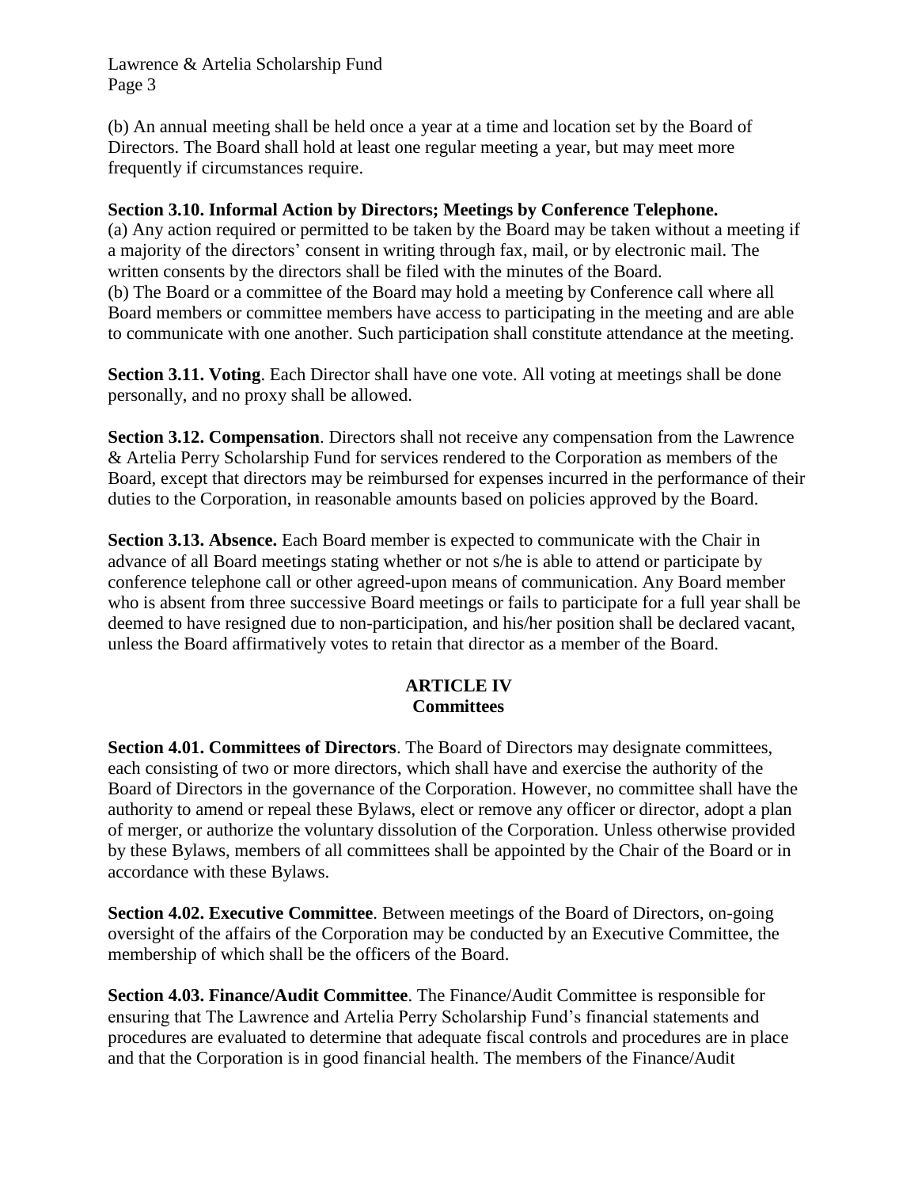(b) An annual meeting shall be held once a year at a time and location set by the Board of Directors. The Board shall hold at least one regular meeting a year, but may meet more frequently if circumstances require.

**Section 3.10. Informal Action by Directors; Meetings by Conference Telephone.**
(a) Any action required or permitted to be taken by the Board may be taken without a meeting if a majority of the directors' consent in writing through fax, mail, or by electronic mail. The written consents by the directors shall be filed with the minutes of the Board.
(b) The Board or a committee of the Board may hold a meeting by Conference call where all Board members or committee members have access to participating in the meeting and are able to communicate with one another. Such participation shall constitute attendance at the meeting.

**Section 3.11. Voting**. Each Director shall have one vote. All voting at meetings shall be done personally, and no proxy shall be allowed.

**Section 3.12. Compensation**. Directors shall not receive any compensation from the Lawrence & Artelia Perry Scholarship Fund for services rendered to the Corporation as members of the Board, except that directors may be reimbursed for expenses incurred in the performance of their duties to the Corporation, in reasonable amounts based on policies approved by the Board.

**Section 3.13. Absence.** Each Board member is expected to communicate with the Chair in advance of all Board meetings stating whether or not s/he is able to attend or participate by conference telephone call or other agreed-upon means of communication. Any Board member who is absent from three successive Board meetings or fails to participate for a full year shall be deemed to have resigned due to non-participation, and his/her position shall be declared vacant, unless the Board affirmatively votes to retain that director as a member of the Board.

## ARTICLE IV
## Committees

**Section 4.01. Committees of Directors**. The Board of Directors may designate committees, each consisting of two or more directors, which shall have and exercise the authority of the Board of Directors in the governance of the Corporation. However, no committee shall have the authority to amend or repeal these Bylaws, elect or remove any officer or director, adopt a plan of merger, or authorize the voluntary dissolution of the Corporation. Unless otherwise provided by these Bylaws, members of all committees shall be appointed by the Chair of the Board or in accordance with these Bylaws.

**Section 4.02. Executive Committee**. Between meetings of the Board of Directors, on-going oversight of the affairs of the Corporation may be conducted by an Executive Committee, the membership of which shall be the officers of the Board.

**Section 4.03. Finance/Audit Committee**. The Finance/Audit Committee is responsible for ensuring that The Lawrence and Artelia Perry Scholarship Fund's financial statements and procedures are evaluated to determine that adequate fiscal controls and procedures are in place and that the Corporation is in good financial health. The members of the Finance/Audit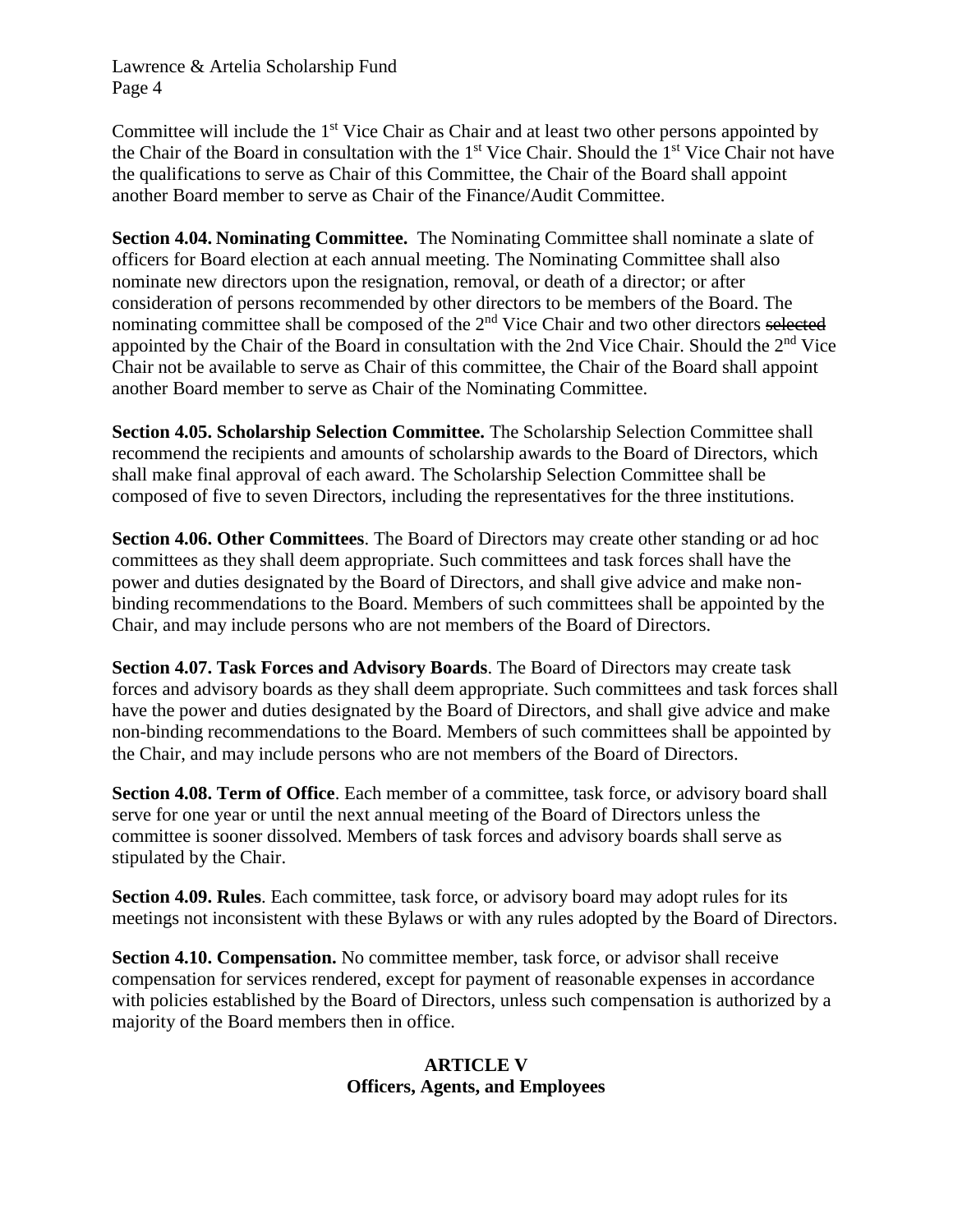Committee will include the 1st Vice Chair as Chair and at least two other persons appointed by the Chair of the Board in consultation with the 1st Vice Chair. Should the 1st Vice Chair not have the qualifications to serve as Chair of this Committee, the Chair of the Board shall appoint another Board member to serve as Chair of the Finance/Audit Committee.

**Section 4.04. Nominating Committee.** The Nominating Committee shall nominate a slate of officers for Board election at each annual meeting. The Nominating Committee shall also nominate new directors upon the resignation, removal, or death of a director; or after consideration of persons recommended by other directors to be members of the Board. The nominating committee shall be composed of the 2nd Vice Chair and two other directors ~~selected~~ appointed by the Chair of the Board in consultation with the 2nd Vice Chair. Should the 2nd Vice Chair not be available to serve as Chair of this committee, the Chair of the Board shall appoint another Board member to serve as Chair of the Nominating Committee.

**Section 4.05. Scholarship Selection Committee.** The Scholarship Selection Committee shall recommend the recipients and amounts of scholarship awards to the Board of Directors, which shall make final approval of each award. The Scholarship Selection Committee shall be composed of five to seven Directors, including the representatives for the three institutions.

**Section 4.06. Other Committees**. The Board of Directors may create other standing or ad hoc committees as they shall deem appropriate. Such committees and task forces shall have the power and duties designated by the Board of Directors, and shall give advice and make non-binding recommendations to the Board. Members of such committees shall be appointed by the Chair, and may include persons who are not members of the Board of Directors.

**Section 4.07. Task Forces and Advisory Boards**. The Board of Directors may create task forces and advisory boards as they shall deem appropriate. Such committees and task forces shall have the power and duties designated by the Board of Directors, and shall give advice and make non-binding recommendations to the Board. Members of such committees shall be appointed by the Chair, and may include persons who are not members of the Board of Directors.

**Section 4.08. Term of Office**. Each member of a committee, task force, or advisory board shall serve for one year or until the next annual meeting of the Board of Directors unless the committee is sooner dissolved. Members of task forces and advisory boards shall serve as stipulated by the Chair.

**Section 4.09. Rules**. Each committee, task force, or advisory board may adopt rules for its meetings not inconsistent with these Bylaws or with any rules adopted by the Board of Directors.

**Section 4.10. Compensation.** No committee member, task force, or advisor shall receive compensation for services rendered, except for payment of reasonable expenses in accordance with policies established by the Board of Directors, unless such compensation is authorized by a majority of the Board members then in office.

## ARTICLE V
## Officers, Agents, and Employees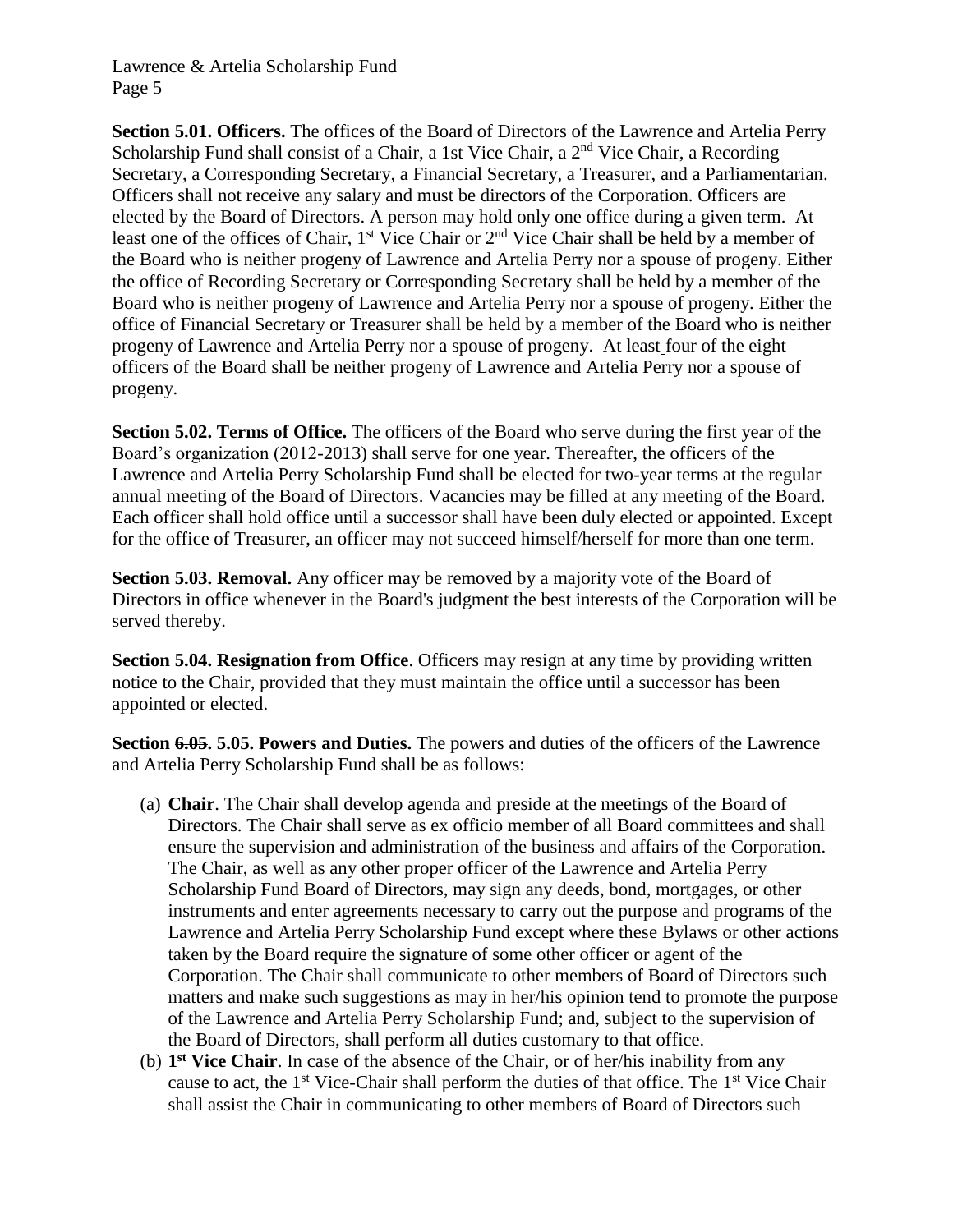**Section 5.01. Officers.** The offices of the Board of Directors of the Lawrence and Artelia Perry Scholarship Fund shall consist of a Chair, a 1st Vice Chair, a 2nd Vice Chair, a Recording Secretary, a Corresponding Secretary, a Financial Secretary, a Treasurer, and a Parliamentarian. Officers shall not receive any salary and must be directors of the Corporation. Officers are elected by the Board of Directors. A person may hold only one office during a given term. At least one of the offices of Chair, 1st Vice Chair or 2nd Vice Chair shall be held by a member of the Board who is neither progeny of Lawrence and Artelia Perry nor a spouse of progeny. Either the office of Recording Secretary or Corresponding Secretary shall be held by a member of the Board who is neither progeny of Lawrence and Artelia Perry nor a spouse of progeny. Either the office of Financial Secretary or Treasurer shall be held by a member of the Board who is neither progeny of Lawrence and Artelia Perry nor a spouse of progeny. At least four of the eight officers of the Board shall be neither progeny of Lawrence and Artelia Perry nor a spouse of progeny.

**Section 5.02. Terms of Office.** The officers of the Board who serve during the first year of the Board's organization (2012-2013) shall serve for one year. Thereafter, the officers of the Lawrence and Artelia Perry Scholarship Fund shall be elected for two-year terms at the regular annual meeting of the Board of Directors. Vacancies may be filled at any meeting of the Board. Each officer shall hold office until a successor shall have been duly elected or appointed. Except for the office of Treasurer, an officer may not succeed himself/herself for more than one term.

**Section 5.03. Removal.** Any officer may be removed by a majority vote of the Board of Directors in office whenever in the Board's judgment the best interests of the Corporation will be served thereby.

**Section 5.04. Resignation from Office**. Officers may resign at any time by providing written notice to the Chair, provided that they must maintain the office until a successor has been appointed or elected.

**Section ~~6.05~~. 5.05. Powers and Duties.** The powers and duties of the officers of the Lawrence and Artelia Perry Scholarship Fund shall be as follows:

(a) **Chair**. The Chair shall develop agenda and preside at the meetings of the Board of Directors. The Chair shall serve as ex officio member of all Board committees and shall ensure the supervision and administration of the business and affairs of the Corporation. The Chair, as well as any other proper officer of the Lawrence and Artelia Perry Scholarship Fund Board of Directors, may sign any deeds, bond, mortgages, or other instruments and enter agreements necessary to carry out the purpose and programs of the Lawrence and Artelia Perry Scholarship Fund except where these Bylaws or other actions taken by the Board require the signature of some other officer or agent of the Corporation. The Chair shall communicate to other members of Board of Directors such matters and make such suggestions as may in her/his opinion tend to promote the purpose of the Lawrence and Artelia Perry Scholarship Fund; and, subject to the supervision of the Board of Directors, shall perform all duties customary to that office.

(b) **1st Vice Chair**. In case of the absence of the Chair, or of her/his inability from any cause to act, the 1st Vice-Chair shall perform the duties of that office. The 1st Vice Chair shall assist the Chair in communicating to other members of Board of Directors such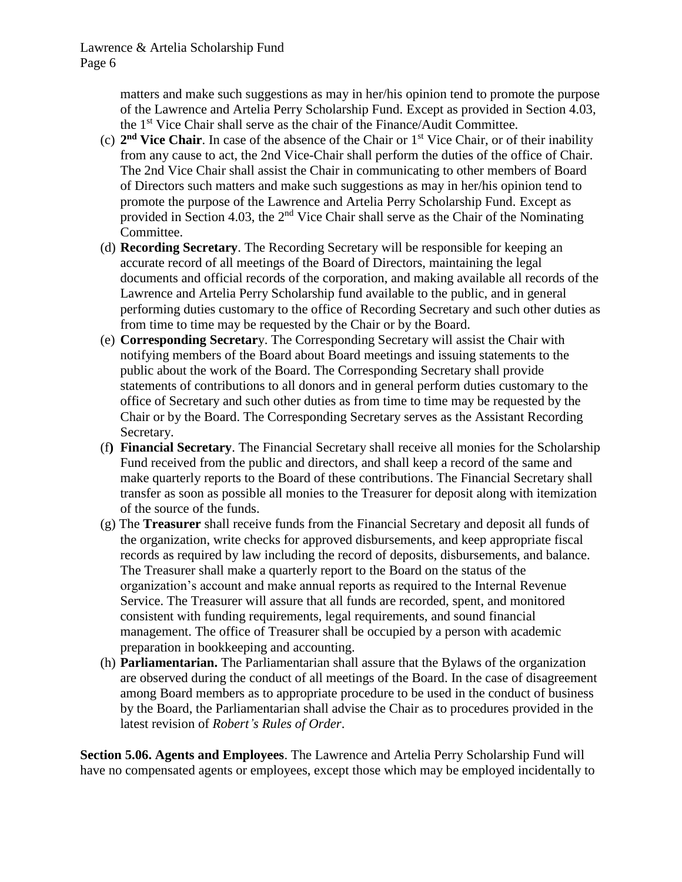matters and make such suggestions as may in her/his opinion tend to promote the purpose of the Lawrence and Artelia Perry Scholarship Fund. Except as provided in Section 4.03, the 1st Vice Chair shall serve as the chair of the Finance/Audit Committee.

(c) **2nd Vice Chair**. In case of the absence of the Chair or 1st Vice Chair, or of their inability from any cause to act, the 2nd Vice-Chair shall perform the duties of the office of Chair. The 2nd Vice Chair shall assist the Chair in communicating to other members of Board of Directors such matters and make such suggestions as may in her/his opinion tend to promote the purpose of the Lawrence and Artelia Perry Scholarship Fund. Except as provided in Section 4.03, the 2nd Vice Chair shall serve as the Chair of the Nominating Committee.

(d) **Recording Secretary**. The Recording Secretary will be responsible for keeping an accurate record of all meetings of the Board of Directors, maintaining the legal documents and official records of the corporation, and making available all records of the Lawrence and Artelia Perry Scholarship fund available to the public, and in general performing duties customary to the office of Recording Secretary and such other duties as from time to time may be requested by the Chair or by the Board.

(e) **Corresponding Secretar**y. The Corresponding Secretary will assist the Chair with notifying members of the Board about Board meetings and issuing statements to the public about the work of the Board. The Corresponding Secretary shall provide statements of contributions to all donors and in general perform duties customary to the office of Secretary and such other duties as from time to time may be requested by the Chair or by the Board. The Corresponding Secretary serves as the Assistant Recording Secretary.

(f**) Financial Secretary**. The Financial Secretary shall receive all monies for the Scholarship Fund received from the public and directors, and shall keep a record of the same and make quarterly reports to the Board of these contributions. The Financial Secretary shall transfer as soon as possible all monies to the Treasurer for deposit along with itemization of the source of the funds.

(g) The **Treasurer** shall receive funds from the Financial Secretary and deposit all funds of the organization, write checks for approved disbursements, and keep appropriate fiscal records as required by law including the record of deposits, disbursements, and balance. The Treasurer shall make a quarterly report to the Board on the status of the organization's account and make annual reports as required to the Internal Revenue Service. The Treasurer will assure that all funds are recorded, spent, and monitored consistent with funding requirements, legal requirements, and sound financial management. The office of Treasurer shall be occupied by a person with academic preparation in bookkeeping and accounting.

(h) **Parliamentarian.** The Parliamentarian shall assure that the Bylaws of the organization are observed during the conduct of all meetings of the Board. In the case of disagreement among Board members as to appropriate procedure to be used in the conduct of business by the Board, the Parliamentarian shall advise the Chair as to procedures provided in the latest revision of *Robert's Rules of Order*.

**Section 5.06. Agents and Employees**. The Lawrence and Artelia Perry Scholarship Fund will have no compensated agents or employees, except those which may be employed incidentally to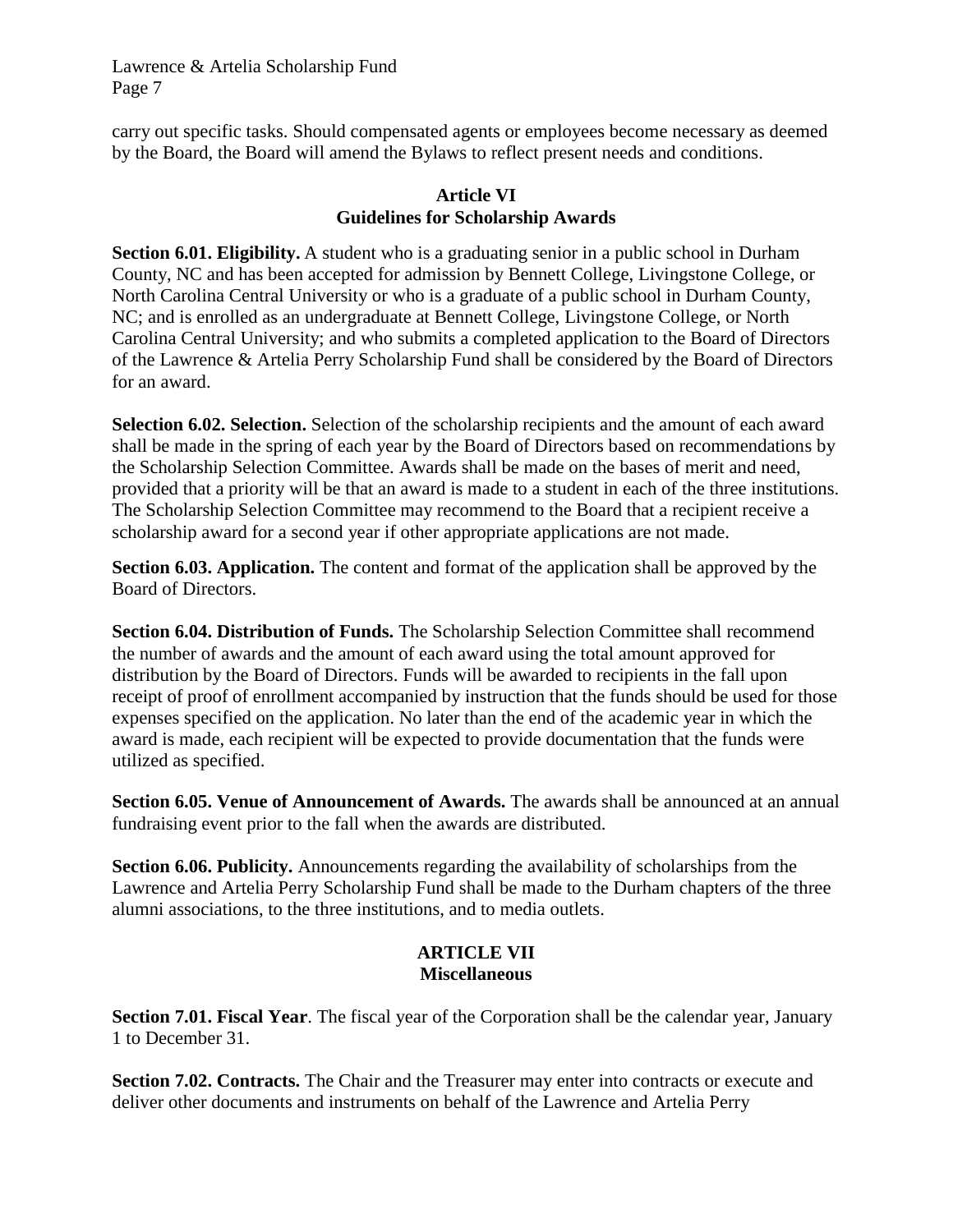carry out specific tasks. Should compensated agents or employees become necessary as deemed by the Board, the Board will amend the Bylaws to reflect present needs and conditions.

## Article VI
## Guidelines for Scholarship Awards

**Section 6.01. Eligibility.** A student who is a graduating senior in a public school in Durham County, NC and has been accepted for admission by Bennett College, Livingstone College, or North Carolina Central University or who is a graduate of a public school in Durham County, NC; and is enrolled as an undergraduate at Bennett College, Livingstone College, or North Carolina Central University; and who submits a completed application to the Board of Directors of the Lawrence & Artelia Perry Scholarship Fund shall be considered by the Board of Directors for an award.

**Selection 6.02. Selection.** Selection of the scholarship recipients and the amount of each award shall be made in the spring of each year by the Board of Directors based on recommendations by the Scholarship Selection Committee. Awards shall be made on the bases of merit and need, provided that a priority will be that an award is made to a student in each of the three institutions. The Scholarship Selection Committee may recommend to the Board that a recipient receive a scholarship award for a second year if other appropriate applications are not made.

**Section 6.03. Application.** The content and format of the application shall be approved by the Board of Directors.

**Section 6.04. Distribution of Funds.** The Scholarship Selection Committee shall recommend the number of awards and the amount of each award using the total amount approved for distribution by the Board of Directors. Funds will be awarded to recipients in the fall upon receipt of proof of enrollment accompanied by instruction that the funds should be used for those expenses specified on the application. No later than the end of the academic year in which the award is made, each recipient will be expected to provide documentation that the funds were utilized as specified.

**Section 6.05. Venue of Announcement of Awards.** The awards shall be announced at an annual fundraising event prior to the fall when the awards are distributed.

**Section 6.06. Publicity.** Announcements regarding the availability of scholarships from the Lawrence and Artelia Perry Scholarship Fund shall be made to the Durham chapters of the three alumni associations, to the three institutions, and to media outlets.

## ARTICLE VII
## Miscellaneous

**Section 7.01. Fiscal Year**. The fiscal year of the Corporation shall be the calendar year, January 1 to December 31.

**Section 7.02. Contracts.** The Chair and the Treasurer may enter into contracts or execute and deliver other documents and instruments on behalf of the Lawrence and Artelia Perry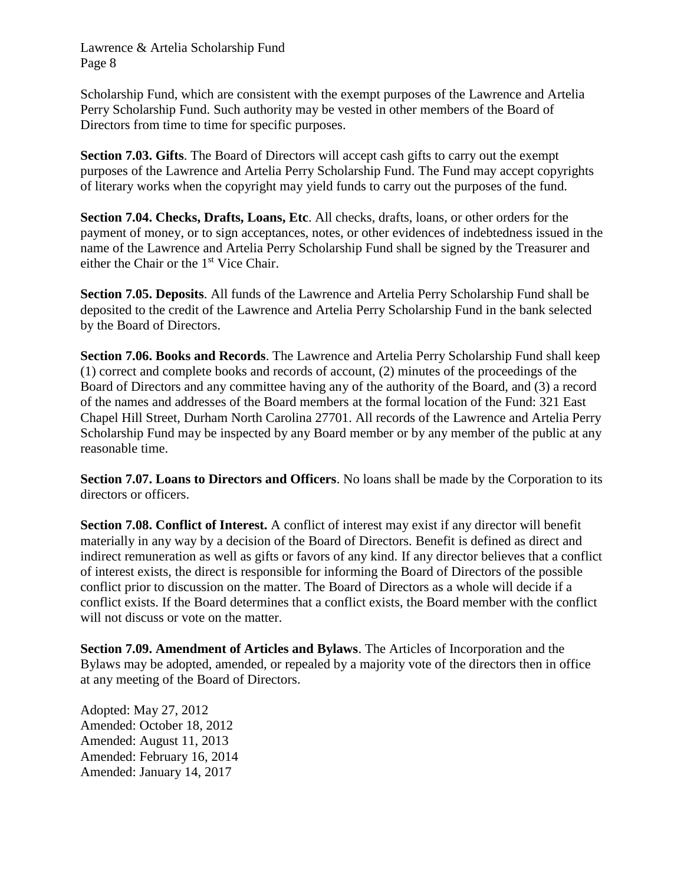Scholarship Fund, which are consistent with the exempt purposes of the Lawrence and Artelia Perry Scholarship Fund. Such authority may be vested in other members of the Board of Directors from time to time for specific purposes.

**Section 7.03. Gifts**. The Board of Directors will accept cash gifts to carry out the exempt purposes of the Lawrence and Artelia Perry Scholarship Fund. The Fund may accept copyrights of literary works when the copyright may yield funds to carry out the purposes of the fund.

**Section 7.04. Checks, Drafts, Loans, Etc**. All checks, drafts, loans, or other orders for the payment of money, or to sign acceptances, notes, or other evidences of indebtedness issued in the name of the Lawrence and Artelia Perry Scholarship Fund shall be signed by the Treasurer and either the Chair or the 1st Vice Chair.

**Section 7.05. Deposits**. All funds of the Lawrence and Artelia Perry Scholarship Fund shall be deposited to the credit of the Lawrence and Artelia Perry Scholarship Fund in the bank selected by the Board of Directors.

**Section 7.06. Books and Records**. The Lawrence and Artelia Perry Scholarship Fund shall keep (1) correct and complete books and records of account, (2) minutes of the proceedings of the Board of Directors and any committee having any of the authority of the Board, and (3) a record of the names and addresses of the Board members at the formal location of the Fund: 321 East Chapel Hill Street, Durham North Carolina 27701. All records of the Lawrence and Artelia Perry Scholarship Fund may be inspected by any Board member or by any member of the public at any reasonable time.

**Section 7.07. Loans to Directors and Officers**. No loans shall be made by the Corporation to its directors or officers.

**Section 7.08. Conflict of Interest.** A conflict of interest may exist if any director will benefit materially in any way by a decision of the Board of Directors. Benefit is defined as direct and indirect remuneration as well as gifts or favors of any kind. If any director believes that a conflict of interest exists, the direct is responsible for informing the Board of Directors of the possible conflict prior to discussion on the matter. The Board of Directors as a whole will decide if a conflict exists. If the Board determines that a conflict exists, the Board member with the conflict will not discuss or vote on the matter.

**Section 7.09. Amendment of Articles and Bylaws**. The Articles of Incorporation and the Bylaws may be adopted, amended, or repealed by a majority vote of the directors then in office at any meeting of the Board of Directors.

Adopted: May 27, 2012
Amended: October 18, 2012
Amended: August 11, 2013
Amended: February 16, 2014
Amended: January 14, 2017